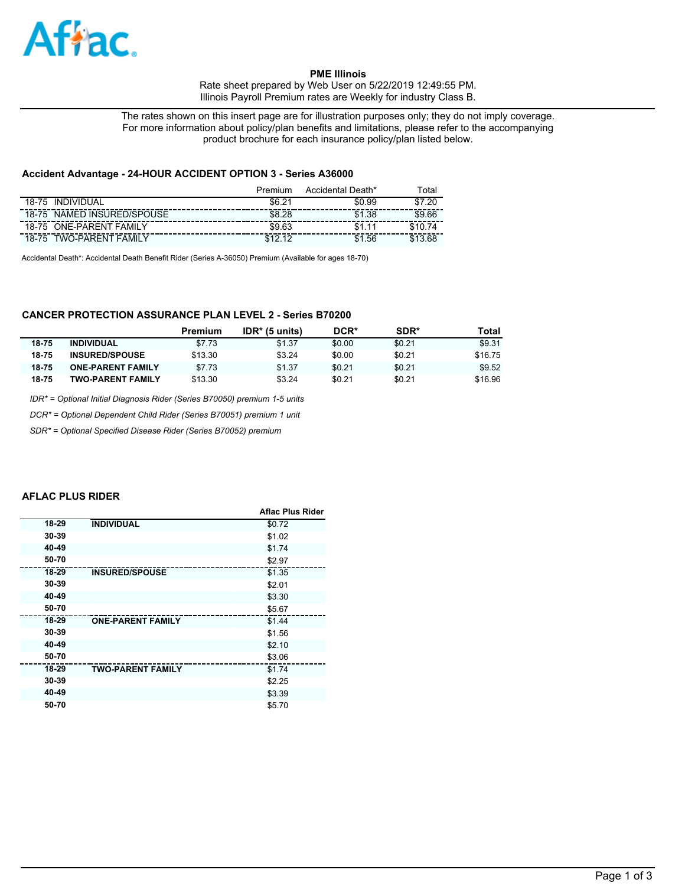Aflac

**PME Illinois**
Rate sheet prepared by Web User on 5/22/2019 12:49:55 PM.
Illinois Payroll Premium rates are Weekly for industry Class B.

The rates shown on this insert page are for illustration purposes only; they do not imply coverage.
For more information about policy/plan benefits and limitations, please refer to the accompanying product brochure for each insurance policy/plan listed below.

### Accident Advantage - 24-HOUR ACCIDENT OPTION 3 - Series A36000

| | Premium | Accidental Death* | Total |
|---|---|---|---|
| 18-75 INDIVIDUAL | $6.21 | $0.99 | $7.20 |
| 18-75 NAMED INSURED/SPOUSE | $8.28 | $1.38 | $9.66 |
| 18-75 ONE-PARENT FAMILY | $9.63 | $1.11 | $10.74 |
| 18-75 TWO-PARENT FAMILY | $12.12 | $1.56 | $13.68 |

Accidental Death*: Accidental Death Benefit Rider (Series A-36050) Premium (Available for ages 18-70)

### CANCER PROTECTION ASSURANCE PLAN LEVEL 2 - Series B70200

| | | Premium | IDR* (5 units) | DCR* | SDR* | Total |
|---|---|---|---|---|---|---|
| **18-75** | **INDIVIDUAL** | $7.73 | $1.37 | $0.00 | $0.21 | $9.31 |
| **18-75** | **INSURED/SPOUSE** | $13.30 | $3.24 | $0.00 | $0.21 | $16.75 |
| **18-75** | **ONE-PARENT FAMILY** | $7.73 | $1.37 | $0.21 | $0.21 | $9.52 |
| **18-75** | **TWO-PARENT FAMILY** | $13.30 | $3.24 | $0.21 | $0.21 | $16.96 |

*IDR* = Optional Initial Diagnosis Rider (Series B70050) premium 1-5 units*

*DCR* = Optional Dependent Child Rider (Series B70051) premium 1 unit*

*SDR* = Optional Specified Disease Rider (Series B70052) premium*

### AFLAC PLUS RIDER

| | | Aflac Plus Rider |
|---|---|---|
| **18-29** | **INDIVIDUAL** | $0.72 |
| **30-39** | | $1.02 |
| **40-49** | | $1.74 |
| **50-70** | | $2.97 |
| **18-29** | **INSURED/SPOUSE** | $1.35 |
| **30-39** | | $2.01 |
| **40-49** | | $3.30 |
| **50-70** | | $5.67 |
| **18-29** | **ONE-PARENT FAMILY** | $1.44 |
| **30-39** | | $1.56 |
| **40-49** | | $2.10 |
| **50-70** | | $3.06 |
| **18-29** | **TWO-PARENT FAMILY** | $1.74 |
| **30-39** | | $2.25 |
| **40-49** | | $3.39 |
| **50-70** | | $5.70 |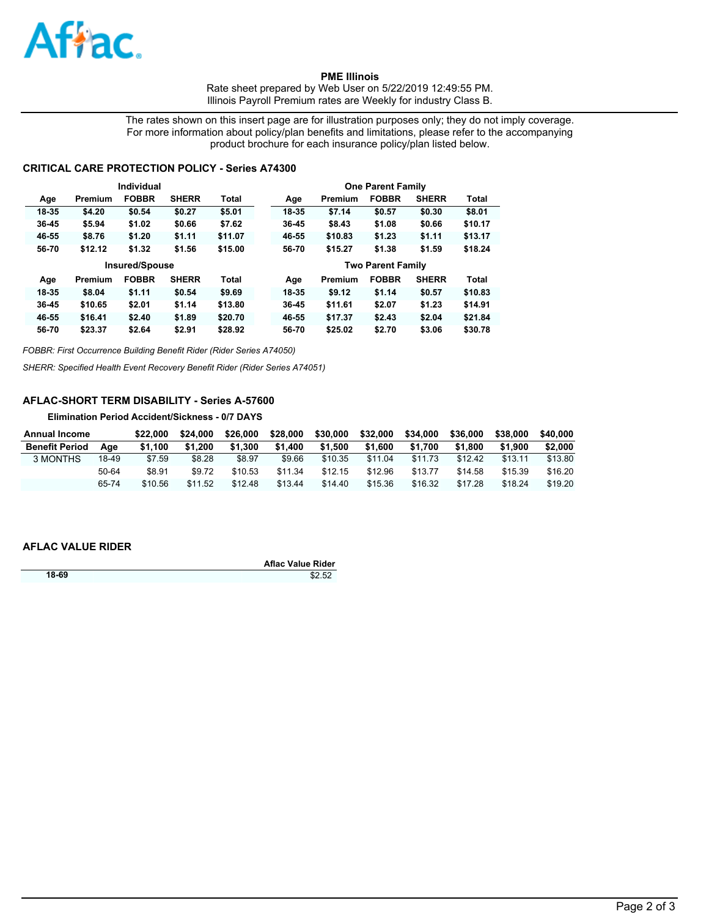**PME Illinois**
Rate sheet prepared by Web User on 5/22/2019 12:49:55 PM.
Illinois Payroll Premium rates are Weekly for industry Class B.

The rates shown on this insert page are for illustration purposes only; they do not imply coverage. For more information about policy/plan benefits and limitations, please refer to the accompanying product brochure for each insurance policy/plan listed below.

## CRITICAL CARE PROTECTION POLICY - Series A74300

| Individual | | | | | One Parent Family | | | | |
|---|---|---|---|---|---|---|---|---|---|
| Age | Premium | FOBBR | SHERR | Total | Age | Premium | FOBBR | SHERR | Total |
| 18-35 | $4.20 | $0.54 | $0.27 | $5.01 | 18-35 | $7.14 | $0.57 | $0.30 | $8.01 |
| 36-45 | $5.94 | $1.02 | $0.66 | $7.62 | 36-45 | $8.43 | $1.08 | $0.66 | $10.17 |
| 46-55 | $8.76 | $1.20 | $1.11 | $11.07 | 46-55 | $10.83 | $1.23 | $1.11 | $13.17 |
| 56-70 | $12.12 | $1.32 | $1.56 | $15.00 | 56-70 | $15.27 | $1.38 | $1.59 | $18.24 |

| Insured/Spouse | | | | | Two Parent Family | | | | |
|---|---|---|---|---|---|---|---|---|---|
| Age | Premium | FOBBR | SHERR | Total | Age | Premium | FOBBR | SHERR | Total |
| 18-35 | $8.04 | $1.11 | $0.54 | $9.69 | 18-35 | $9.12 | $1.14 | $0.57 | $10.83 |
| 36-45 | $10.65 | $2.01 | $1.14 | $13.80 | 36-45 | $11.61 | $2.07 | $1.23 | $14.91 |
| 46-55 | $16.41 | $2.40 | $1.89 | $20.70 | 46-55 | $17.37 | $2.43 | $2.04 | $21.84 |
| 56-70 | $23.37 | $2.64 | $2.91 | $28.92 | 56-70 | $25.02 | $2.70 | $3.06 | $30.78 |

*FOBBR: First Occurrence Building Benefit Rider (Rider Series A74050)*

*SHERR: Specified Health Event Recovery Benefit Rider (Rider Series A74051)*

## AFLAC-SHORT TERM DISABILITY - Series A-57600

**Elimination Period Accident/Sickness - 0/7 DAYS**

| Annual Income | | $22,000 | $24,000 | $26,000 | $28,000 | $30,000 | $32,000 | $34,000 | $36,000 | $38,000 | $40,000 |
|---|---|---|---|---|---|---|---|---|---|---|---|
| Benefit Period | Age | $1,100 | $1,200 | $1,300 | $1,400 | $1,500 | $1,600 | $1,700 | $1,800 | $1,900 | $2,000 |
| 3 MONTHS | 18-49 | $7.59 | $8.28 | $8.97 | $9.66 | $10.35 | $11.04 | $11.73 | $12.42 | $13.11 | $13.80 |
| | 50-64 | $8.91 | $9.72 | $10.53 | $11.34 | $12.15 | $12.96 | $13.77 | $14.58 | $15.39 | $16.20 |
| | 65-74 | $10.56 | $11.52 | $12.48 | $13.44 | $14.40 | $15.36 | $16.32 | $17.28 | $18.24 | $19.20 |

## AFLAC VALUE RIDER

| | Aflac Value Rider |
|---|---|
| 18-69 | $2.52 |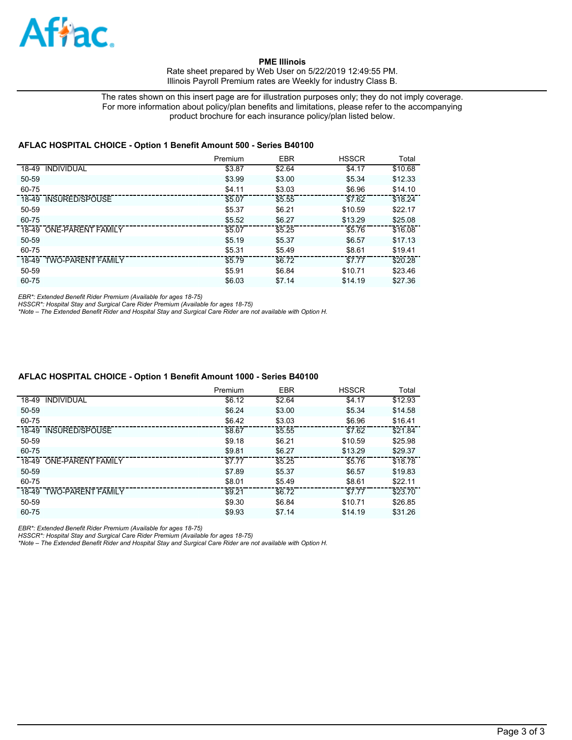**PME Illinois**

Rate sheet prepared by Web User on 5/22/2019 12:49:55 PM.
Illinois Payroll Premium rates are Weekly for industry Class B.

The rates shown on this insert page are for illustration purposes only; they do not imply coverage. For more information about policy/plan benefits and limitations, please refer to the accompanying product brochure for each insurance policy/plan listed below.

### AFLAC HOSPITAL CHOICE - Option 1 Benefit Amount 500 - Series B40100

| | Premium | EBR | HSSCR | Total |
|---|---|---|---|---|
| 18-49 INDIVIDUAL | $3.87 | $2.64 | $4.17 | $10.68 |
| 50-59 | $3.99 | $3.00 | $5.34 | $12.33 |
| 60-75 | $4.11 | $3.03 | $6.96 | $14.10 |
| 18-49 INSURED/SPOUSE | $5.07 | $5.55 | $7.62 | $18.24 |
| 50-59 | $5.37 | $6.21 | $10.59 | $22.17 |
| 60-75 | $5.52 | $6.27 | $13.29 | $25.08 |
| 18-49 ONE-PARENT FAMILY | $5.07 | $5.25 | $5.76 | $16.08 |
| 50-59 | $5.19 | $5.37 | $6.57 | $17.13 |
| 60-75 | $5.31 | $5.49 | $8.61 | $19.41 |
| 18-49 TWO-PARENT FAMILY | $5.79 | $6.72 | $7.77 | $20.28 |
| 50-59 | $5.91 | $6.84 | $10.71 | $23.46 |
| 60-75 | $6.03 | $7.14 | $14.19 | $27.36 |

*EBR*: Extended Benefit Rider Premium (Available for ages 18-75)*
*HSSCR*: Hospital Stay and Surgical Care Rider Premium (Available for ages 18-75)*
**Note – The Extended Benefit Rider and Hospital Stay and Surgical Care Rider are not available with Option H.*

### AFLAC HOSPITAL CHOICE - Option 1 Benefit Amount 1000 - Series B40100

| | Premium | EBR | HSSCR | Total |
|---|---|---|---|---|
| 18-49 INDIVIDUAL | $6.12 | $2.64 | $4.17 | $12.93 |
| 50-59 | $6.24 | $3.00 | $5.34 | $14.58 |
| 60-75 | $6.42 | $3.03 | $6.96 | $16.41 |
| 18-49 INSURED/SPOUSE | $8.67 | $5.55 | $7.62 | $21.84 |
| 50-59 | $9.18 | $6.21 | $10.59 | $25.98 |
| 60-75 | $9.81 | $6.27 | $13.29 | $29.37 |
| 18-49 ONE-PARENT FAMILY | $7.77 | $5.25 | $5.76 | $18.78 |
| 50-59 | $7.89 | $5.37 | $6.57 | $19.83 |
| 60-75 | $8.01 | $5.49 | $8.61 | $22.11 |
| 18-49 TWO-PARENT FAMILY | $9.21 | $6.72 | $7.77 | $23.70 |
| 50-59 | $9.30 | $6.84 | $10.71 | $26.85 |
| 60-75 | $9.93 | $7.14 | $14.19 | $31.26 |

*EBR*: Extended Benefit Rider Premium (Available for ages 18-75)*
*HSSCR*: Hospital Stay and Surgical Care Rider Premium (Available for ages 18-75)*
**Note – The Extended Benefit Rider and Hospital Stay and Surgical Care Rider are not available with Option H.*